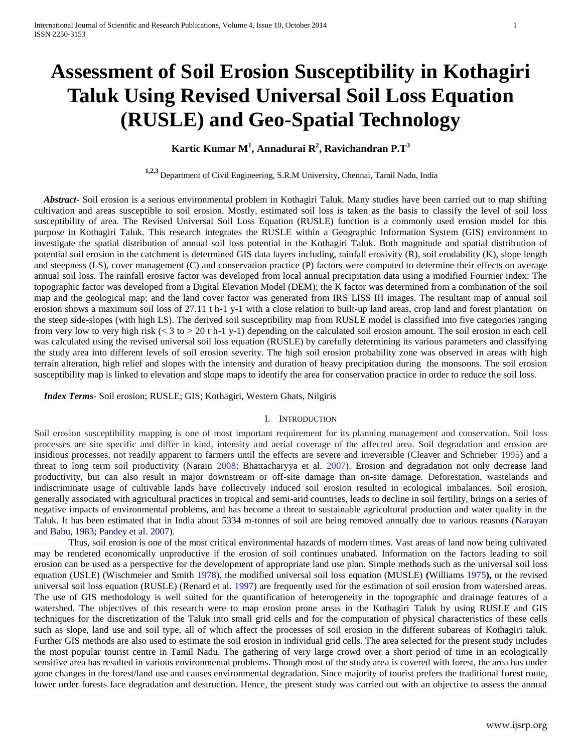# Assessment of Soil Erosion Susceptibility in Kothagiri Taluk Using Revised Universal Soil Loss Equation (RUSLE) and Geo-Spatial Technology

**Kartic Kumar M[1], Annadurai R[2], Ravichandran P.T[3]**

[1,2,3] Department of Civil Engineering, S.R.M University, Chennai, Tamil Nadu, India

***Abstract***- Soil erosion is a serious environmental problem in Kothagiri Taluk. Many studies have been carried out to map shifting cultivation and areas susceptible to soil erosion. Mostly, estimated soil loss is taken as the basis to classify the level of soil loss susceptibility of area. The Revised Universal Soil Loss Equation (RUSLE) function is a commonly used erosion model for this purpose in Kothagiri Taluk. This research integrates the RUSLE within a Geographic Information System (GIS) environment to investigate the spatial distribution of annual soil loss potential in the Kothagiri Taluk. Both magnitude and spatial distribution of potential soil erosion in the catchment is determined GIS data layers including, rainfall erosivity (R), soil erodability (K), slope length and steepness (LS), cover management (C) and conservation practice (P) factors were computed to determine their effects on average annual soil loss. The rainfall erosive factor was developed from local annual precipitation data using a modified Fournier index: The topographic factor was developed from a Digital Elevation Model (DEM); the K factor was determined from a combination of the soil map and the geological map; and the land cover factor was generated from IRS LISS III images. The resultant map of annual soil erosion shows a maximum soil loss of 27.11 t h-1 y-1 with a close relation to built-up land areas, crop land and forest plantation on the steep side-slopes (with high LS). The derived soil susceptibility map from RUSLE model is classified into five categories ranging from very low to very high risk (< 3 to > 20 t h-1 y-1) depending on the calculated soil erosion amount. The soil erosion in each cell was calculated using the revised universal soil loss equation (RUSLE) by carefully determining its various parameters and classifying the study area into different levels of soil erosion severity. The high soil erosion probability zone was observed in areas with high terrain alteration, high relief and slopes with the intensity and duration of heavy precipitation during the monsoons. The soil erosion susceptibility map is linked to elevation and slope maps to identify the area for conservation practice in order to reduce the soil loss.

***Index Terms***- Soil erosion; RUSLE; GIS; Kothagiri, Western Ghats, Nilgiris

## I. Introduction

Soil erosion susceptibility mapping is one of most important requirement for its planning management and conservation. Soil loss processes are site specific and differ in kind, intensity and aerial coverage of the affected area. Soil degradation and erosion are insidious processes, not readily apparent to farmers until the effects are severe and irreversible (Cleaver and Schrieber 1995) and a threat to long term soil productivity (Narain 2008; Bhattacharyya et al. 2007). Erosion and degradation not only decrease land productivity, but can also result in major downstream or off-site damage than on-site damage. Deforestation, wastelands and indiscriminate usage of cultivable lands have collectively induced soil erosion resulted in ecological imbalances. Soil erosion, generally associated with agricultural practices in tropical and semi-arid countries, leads to decline in soil fertility, brings on a series of negative impacts of environmental problems, and has become a threat to sustainable agricultural production and water quality in the Taluk. It has been estimated that in India about 5334 m-tonnes of soil are being removed annually due to various reasons (Narayan and Babu, 1983; Pandey et al. 2007).

Thus, soil erosion is one of the most critical environmental hazards of modern times. Vast areas of land now being cultivated may be rendered economically unproductive if the erosion of soil continues unabated. Information on the factors leading to soil erosion can be used as a perspective for the development of appropriate land use plan. Simple methods such as the universal soil loss equation (USLE) (Wischmeier and Smith 1978), the modified universal soil loss equation (MUSLE) **(**Williams 1975**),** or the revised universal soil loss equation (RUSLE) (Renard et al. 1997) are frequently used for the estimation of soil erosion from watershed areas. The use of GIS methodology is well suited for the quantification of heterogeneity in the topographic and drainage features of a watershed. The objectives of this research were to map erosion prone areas in the Kothagiri Taluk by using RUSLE and GIS techniques for the discretization of the Taluk into small grid cells and for the computation of physical characteristics of these cells such as slope, land use and soil type, all of which affect the processes of soil erosion in the different subareas of Kothagiri taluk. Further GIS methods are also used to estimate the soil erosion in individual grid cells. The area selected for the present study includes the most popular tourist centre in Tamil Nadu. The gathering of very large crowd over a short period of time in an ecologically sensitive area has resulted in various environmental problems. Though most of the study area is covered with forest, the area has under gone changes in the forest/land use and causes environmental degradation. Since majority of tourist prefers the traditional forest route, lower order forests face degradation and destruction. Hence, the present study was carried out with an objective to assess the annual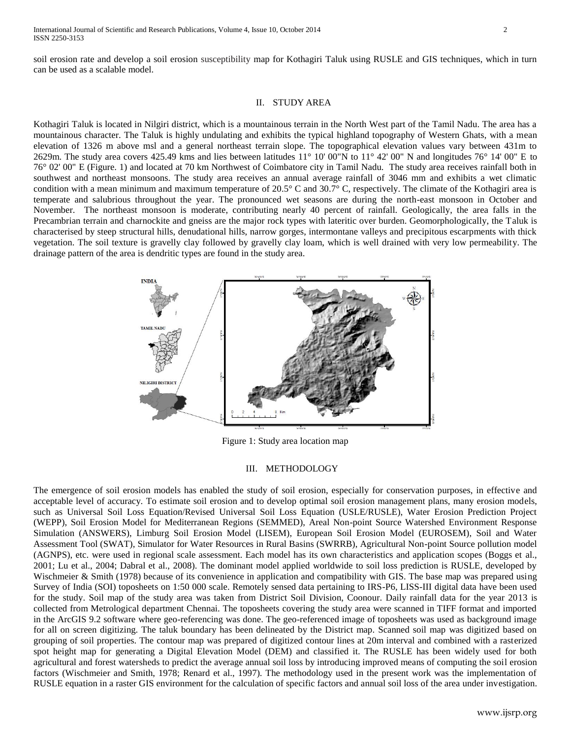soil erosion rate and develop a soil erosion susceptibility map for Kothagiri Taluk using RUSLE and GIS techniques, which in turn can be used as a scalable model.

## II. STUDY AREA

Kothagiri Taluk is located in Nilgiri district, which is a mountainous terrain in the North West part of the Tamil Nadu. The area has a mountainous character. The Taluk is highly undulating and exhibits the typical highland topography of Western Ghats, with a mean elevation of 1326 m above msl and a general northeast terrain slope. The topographical elevation values vary between 431m to 2629m. The study area covers 425.49 kms and lies between latitudes 11° 10' 00"N to 11° 42' 00" N and longitudes 76° 14' 00" E to 76° 02' 00" E (Figure. 1) and located at 70 km Northwest of Coimbatore city in Tamil Nadu. The study area receives rainfall both in southwest and northeast monsoons. The study area receives an annual average rainfall of 3046 mm and exhibits a wet climatic condition with a mean minimum and maximum temperature of 20.5° C and 30.7° C, respectively. The climate of the Kothagiri area is temperate and salubrious throughout the year. The pronounced wet seasons are during the north-east monsoon in October and November. The northeast monsoon is moderate, contributing nearly 40 percent of rainfall. Geologically, the area falls in the Precambrian terrain and charnockite and gneiss are the major rock types with lateritic over burden. Geomorphologically, the Taluk is characterised by steep structural hills, denudational hills, narrow gorges, intermontane valleys and precipitous escarpments with thick vegetation. The soil texture is gravelly clay followed by gravelly clay loam, which is well drained with very low permeability. The drainage pattern of the area is dendritic types are found in the study area.

Figure 1: Study area location map

## III. METHODOLOGY

The emergence of soil erosion models has enabled the study of soil erosion, especially for conservation purposes, in effective and acceptable level of accuracy. To estimate soil erosion and to develop optimal soil erosion management plans, many erosion models, such as Universal Soil Loss Equation/Revised Universal Soil Loss Equation (USLE/RUSLE), Water Erosion Prediction Project (WEPP), Soil Erosion Model for Mediterranean Regions (SEMMED), Areal Non-point Source Watershed Environment Response Simulation (ANSWERS), Limburg Soil Erosion Model (LISEM), European Soil Erosion Model (EUROSEM), Soil and Water Assessment Tool (SWAT), Simulator for Water Resources in Rural Basins (SWRRB), Agricultural Non-point Source pollution model (AGNPS), etc. were used in regional scale assessment. Each model has its own characteristics and application scopes (Boggs et al., 2001; Lu et al., 2004; Dabral et al., 2008). The dominant model applied worldwide to soil loss prediction is RUSLE, developed by Wischmeier & Smith (1978) because of its convenience in application and compatibility with GIS. The base map was prepared using Survey of India (SOI) toposheets on 1:50 000 scale. Remotely sensed data pertaining to IRS-P6, LISS-III digital data have been used for the study. Soil map of the study area was taken from District Soil Division, Coonour. Daily rainfall data for the year 2013 is collected from Metrological department Chennai. The toposheets covering the study area were scanned in TIFF format and imported in the ArcGIS 9.2 software where geo-referencing was done. The geo-referenced image of toposheets was used as background image for all on screen digitizing. The taluk boundary has been delineated by the District map. Scanned soil map was digitized based on grouping of soil properties. The contour map was prepared of digitized contour lines at 20m interval and combined with a rasterized spot height map for generating a Digital Elevation Model (DEM) and classified it. The RUSLE has been widely used for both agricultural and forest watersheds to predict the average annual soil loss by introducing improved means of computing the soil erosion factors (Wischmeier and Smith, 1978; Renard et al., 1997). The methodology used in the present work was the implementation of RUSLE equation in a raster GIS environment for the calculation of specific factors and annual soil loss of the area under investigation.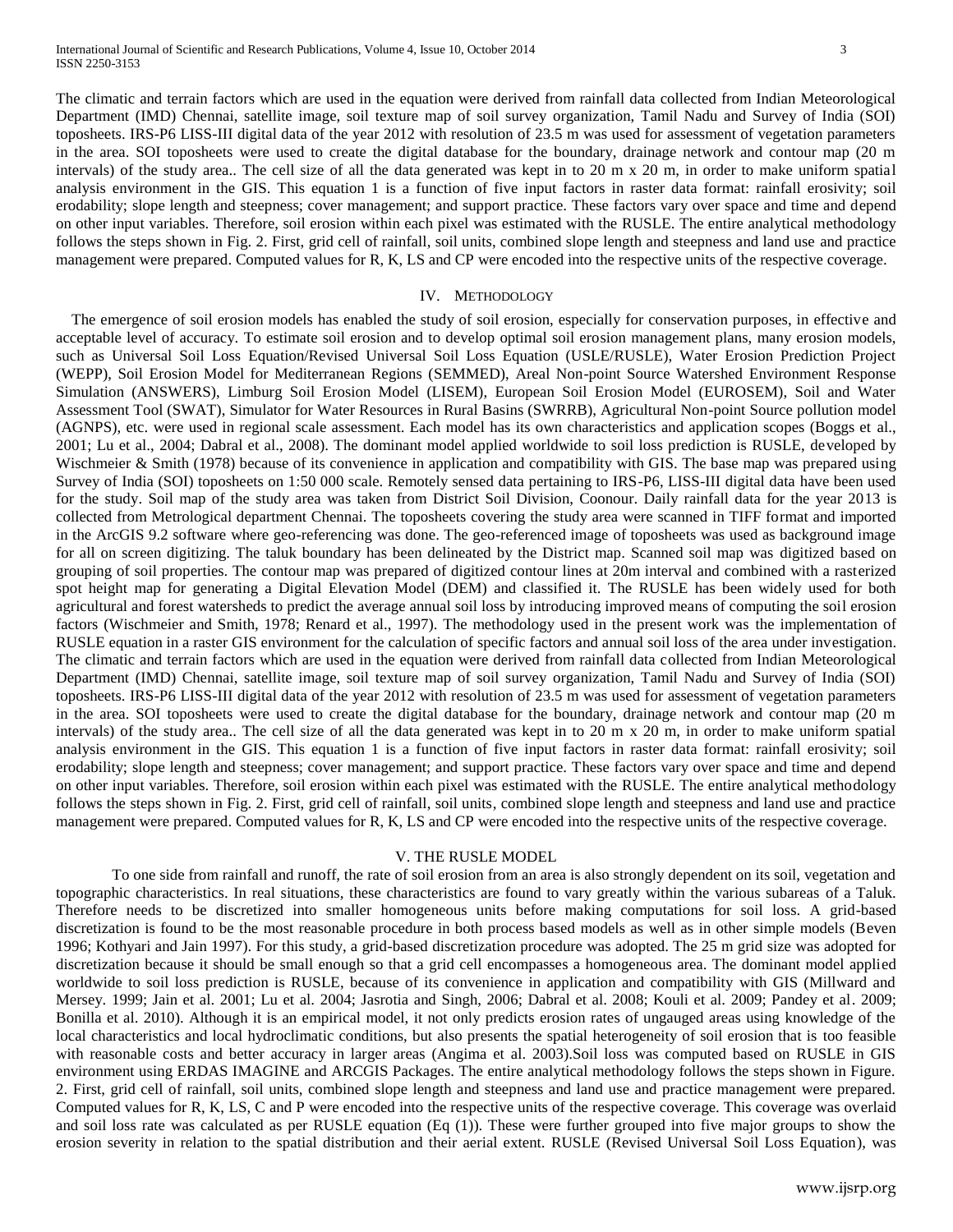The climatic and terrain factors which are used in the equation were derived from rainfall data collected from Indian Meteorological Department (IMD) Chennai, satellite image, soil texture map of soil survey organization, Tamil Nadu and Survey of India (SOI) toposheets. IRS-P6 LISS-III digital data of the year 2012 with resolution of 23.5 m was used for assessment of vegetation parameters in the area. SOI toposheets were used to create the digital database for the boundary, drainage network and contour map (20 m intervals) of the study area.. The cell size of all the data generated was kept in to 20 m x 20 m, in order to make uniform spatial analysis environment in the GIS. This equation 1 is a function of five input factors in raster data format: rainfall erosivity; soil erodability; slope length and steepness; cover management; and support practice. These factors vary over space and time and depend on other input variables. Therefore, soil erosion within each pixel was estimated with the RUSLE. The entire analytical methodology follows the steps shown in Fig. 2. First, grid cell of rainfall, soil units, combined slope length and steepness and land use and practice management were prepared. Computed values for R, K, LS and CP were encoded into the respective units of the respective coverage.

## IV. METHODOLOGY

The emergence of soil erosion models has enabled the study of soil erosion, especially for conservation purposes, in effective and acceptable level of accuracy. To estimate soil erosion and to develop optimal soil erosion management plans, many erosion models, such as Universal Soil Loss Equation/Revised Universal Soil Loss Equation (USLE/RUSLE), Water Erosion Prediction Project (WEPP), Soil Erosion Model for Mediterranean Regions (SEMMED), Areal Non-point Source Watershed Environment Response Simulation (ANSWERS), Limburg Soil Erosion Model (LISEM), European Soil Erosion Model (EUROSEM), Soil and Water Assessment Tool (SWAT), Simulator for Water Resources in Rural Basins (SWRRB), Agricultural Non-point Source pollution model (AGNPS), etc. were used in regional scale assessment. Each model has its own characteristics and application scopes (Boggs et al., 2001; Lu et al., 2004; Dabral et al., 2008). The dominant model applied worldwide to soil loss prediction is RUSLE, developed by Wischmeier & Smith (1978) because of its convenience in application and compatibility with GIS. The base map was prepared using Survey of India (SOI) toposheets on 1:50 000 scale. Remotely sensed data pertaining to IRS-P6, LISS-III digital data have been used for the study. Soil map of the study area was taken from District Soil Division, Coonour. Daily rainfall data for the year 2013 is collected from Metrological department Chennai. The toposheets covering the study area were scanned in TIFF format and imported in the ArcGIS 9.2 software where geo-referencing was done. The geo-referenced image of toposheets was used as background image for all on screen digitizing. The taluk boundary has been delineated by the District map. Scanned soil map was digitized based on grouping of soil properties. The contour map was prepared of digitized contour lines at 20m interval and combined with a rasterized spot height map for generating a Digital Elevation Model (DEM) and classified it. The RUSLE has been widely used for both agricultural and forest watersheds to predict the average annual soil loss by introducing improved means of computing the soil erosion factors (Wischmeier and Smith, 1978; Renard et al., 1997). The methodology used in the present work was the implementation of RUSLE equation in a raster GIS environment for the calculation of specific factors and annual soil loss of the area under investigation. The climatic and terrain factors which are used in the equation were derived from rainfall data collected from Indian Meteorological Department (IMD) Chennai, satellite image, soil texture map of soil survey organization, Tamil Nadu and Survey of India (SOI) toposheets. IRS-P6 LISS-III digital data of the year 2012 with resolution of 23.5 m was used for assessment of vegetation parameters in the area. SOI toposheets were used to create the digital database for the boundary, drainage network and contour map (20 m intervals) of the study area.. The cell size of all the data generated was kept in to 20 m x 20 m, in order to make uniform spatial analysis environment in the GIS. This equation 1 is a function of five input factors in raster data format: rainfall erosivity; soil erodability; slope length and steepness; cover management; and support practice. These factors vary over space and time and depend on other input variables. Therefore, soil erosion within each pixel was estimated with the RUSLE. The entire analytical methodology follows the steps shown in Fig. 2. First, grid cell of rainfall, soil units, combined slope length and steepness and land use and practice management were prepared. Computed values for R, K, LS and CP were encoded into the respective units of the respective coverage.

## V. THE RUSLE MODEL

To one side from rainfall and runoff, the rate of soil erosion from an area is also strongly dependent on its soil, vegetation and topographic characteristics. In real situations, these characteristics are found to vary greatly within the various subareas of a Taluk. Therefore needs to be discretized into smaller homogeneous units before making computations for soil loss. A grid-based discretization is found to be the most reasonable procedure in both process based models as well as in other simple models (Beven 1996; Kothyari and Jain 1997). For this study, a grid-based discretization procedure was adopted. The 25 m grid size was adopted for discretization because it should be small enough so that a grid cell encompasses a homogeneous area. The dominant model applied worldwide to soil loss prediction is RUSLE, because of its convenience in application and compatibility with GIS (Millward and Mersey. 1999; Jain et al. 2001; Lu et al. 2004; Jasrotia and Singh, 2006; Dabral et al. 2008; Kouli et al. 2009; Pandey et al. 2009; Bonilla et al. 2010). Although it is an empirical model, it not only predicts erosion rates of ungauged areas using knowledge of the local characteristics and local hydroclimatic conditions, but also presents the spatial heterogeneity of soil erosion that is too feasible with reasonable costs and better accuracy in larger areas (Angima et al. 2003).Soil loss was computed based on RUSLE in GIS environment using ERDAS IMAGINE and ARCGIS Packages. The entire analytical methodology follows the steps shown in Figure. 2. First, grid cell of rainfall, soil units, combined slope length and steepness and land use and practice management were prepared. Computed values for R, K, LS, C and P were encoded into the respective units of the respective coverage. This coverage was overlaid and soil loss rate was calculated as per RUSLE equation (Eq (1)). These were further grouped into five major groups to show the erosion severity in relation to the spatial distribution and their aerial extent. RUSLE (Revised Universal Soil Loss Equation), was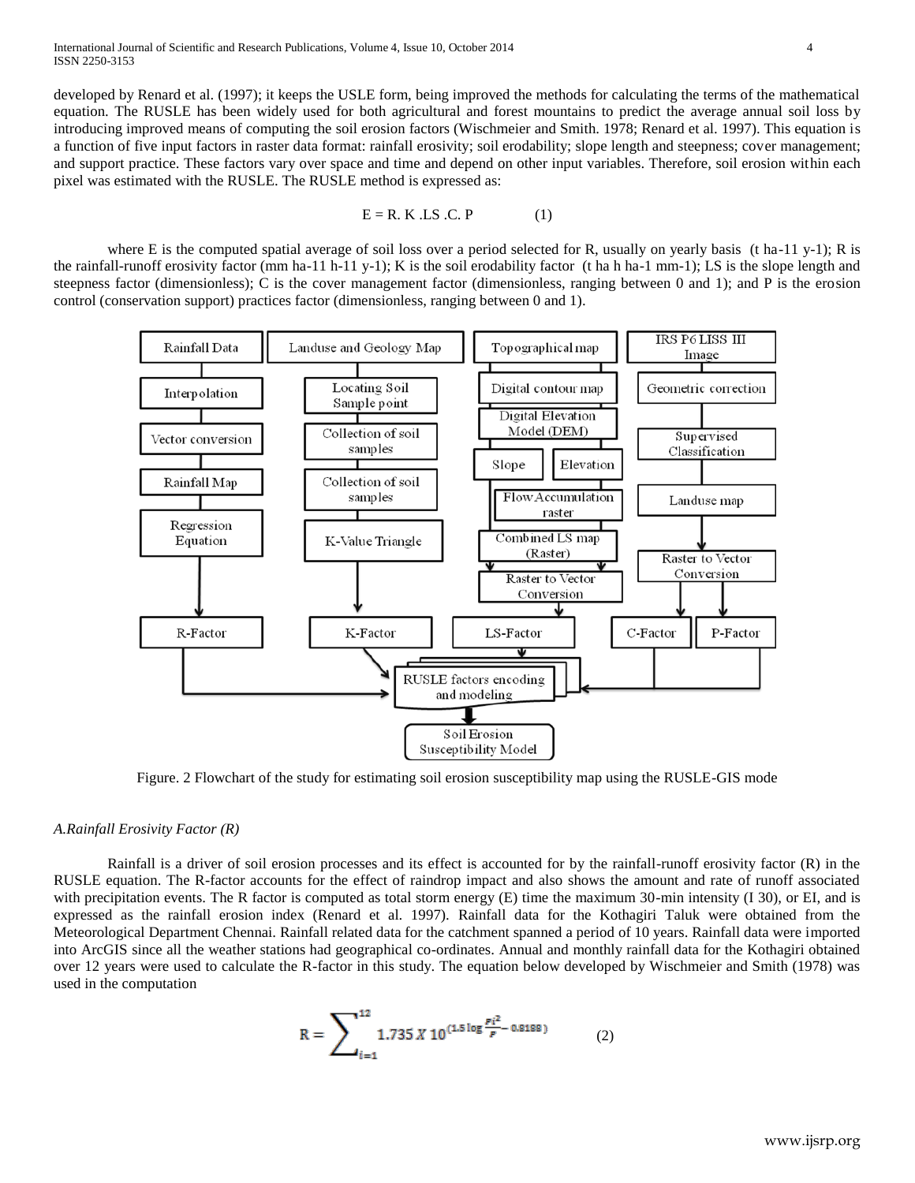developed by Renard et al. (1997); it keeps the USLE form, being improved the methods for calculating the terms of the mathematical equation. The RUSLE has been widely used for both agricultural and forest mountains to predict the average annual soil loss by introducing improved means of computing the soil erosion factors (Wischmeier and Smith. 1978; Renard et al. 1997). This equation is a function of five input factors in raster data format: rainfall erosivity; soil erodability; slope length and steepness; cover management; and support practice. These factors vary over space and time and depend on other input variables. Therefore, soil erosion within each pixel was estimated with the RUSLE. The RUSLE method is expressed as:

$$E = R.\ K\ .LS\ .C.\ P \qquad (1)$$

where E is the computed spatial average of soil loss over a period selected for R, usually on yearly basis (t ha-11 y-1); R is the rainfall-runoff erosivity factor (mm ha-11 h-11 y-1); K is the soil erodability factor (t ha h ha-1 mm-1); LS is the slope length and steepness factor (dimensionless); C is the cover management factor (dimensionless, ranging between 0 and 1); and P is the erosion control (conservation support) practices factor (dimensionless, ranging between 0 and 1).

Rainfall Data → Interpolation → Vector conversion → Rainfall Map → Regression Equation → R-Factor

Landuse and Geology Map → Locating Soil Sample point → Collection of soil samples → Collection of soil samples → K-Value Triangle → K-Factor

Topographical map → Digital contour map → Digital Elevation Model (DEM) → Slope, Elevation → Flow Accumulation raster → Combined LS map (Raster) → Raster to Vector Conversion → LS-Factor

IRS P6 LISS III Image → Geometric correction → Supervised Classification → Landuse map → Raster to Vector Conversion → C-Factor, P-Factor

R-Factor, K-Factor, LS-Factor, C-Factor, P-Factor → RUSLE factors encoding and modeling → Soil Erosion Susceptibility Model

Figure. 2 Flowchart of the study for estimating soil erosion susceptibility map using the RUSLE-GIS mode

### *A.Rainfall Erosivity Factor (R)*

Rainfall is a driver of soil erosion processes and its effect is accounted for by the rainfall-runoff erosivity factor (R) in the RUSLE equation. The R-factor accounts for the effect of raindrop impact and also shows the amount and rate of runoff associated with precipitation events. The R factor is computed as total storm energy (E) time the maximum 30-min intensity (I 30), or EI, and is expressed as the rainfall erosion index (Renard et al. 1997). Rainfall data for the Kothagiri Taluk were obtained from the Meteorological Department Chennai. Rainfall related data for the catchment spanned a period of 10 years. Rainfall data were imported into ArcGIS since all the weather stations had geographical co-ordinates. Annual and monthly rainfall data for the Kothagiri obtained over 12 years were used to calculate the R-factor in this study. The equation below developed by Wischmeier and Smith (1978) was used in the computation

$$R = \sum_{i=1}^{12} 1.735\ X\ 10^{\left(1.5 \log \frac{Pi^2}{P} - 0.8188\right)} \qquad (2)$$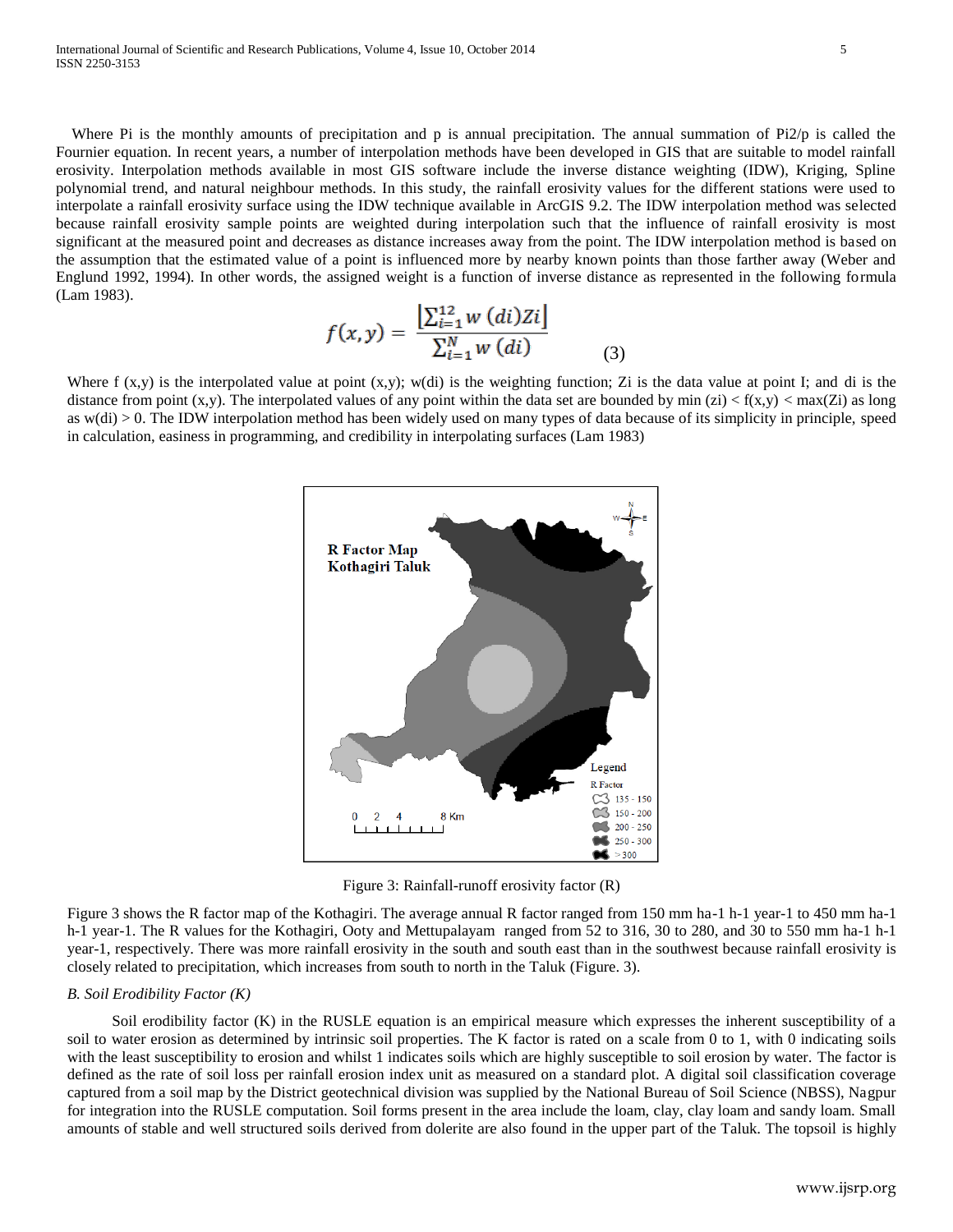Where Pi is the monthly amounts of precipitation and p is annual precipitation. The annual summation of Pi2/p is called the Fournier equation. In recent years, a number of interpolation methods have been developed in GIS that are suitable to model rainfall erosivity. Interpolation methods available in most GIS software include the inverse distance weighting (IDW), Kriging, Spline polynomial trend, and natural neighbour methods. In this study, the rainfall erosivity values for the different stations were used to interpolate a rainfall erosivity surface using the IDW technique available in ArcGIS 9.2. The IDW interpolation method was selected because rainfall erosivity sample points are weighted during interpolation such that the influence of rainfall erosivity is most significant at the measured point and decreases as distance increases away from the point. The IDW interpolation method is based on the assumption that the estimated value of a point is influenced more by nearby known points than those farther away (Weber and Englund 1992, 1994). In other words, the assigned weight is a function of inverse distance as represented in the following formula (Lam 1983).

$$f(x,y) = \frac{\left\lfloor \sum_{i=1}^{12} w\,(di)Zi \right\rfloor}{\sum_{i=1}^{N} w\,(di)} \qquad (3)$$

Where f (x,y) is the interpolated value at point (x,y); w(di) is the weighting function; Zi is the data value at point I; and di is the distance from point (x,y). The interpolated values of any point within the data set are bounded by min (zi) < f(x,y) < max(Zi) as long as w(di) > 0. The IDW interpolation method has been widely used on many types of data because of its simplicity in principle, speed in calculation, easiness in programming, and credibility in interpolating surfaces (Lam 1983)

Figure 3: Rainfall-runoff erosivity factor (R)

Figure 3 shows the R factor map of the Kothagiri. The average annual R factor ranged from 150 mm ha-1 h-1 year-1 to 450 mm ha-1 h-1 year-1. The R values for the Kothagiri, Ooty and Mettupalayam ranged from 52 to 316, 30 to 280, and 30 to 550 mm ha-1 h-1 year-1, respectively. There was more rainfall erosivity in the south and south east than in the southwest because rainfall erosivity is closely related to precipitation, which increases from south to north in the Taluk (Figure. 3).

### *B. Soil Erodibility Factor (K)*

Soil erodibility factor (K) in the RUSLE equation is an empirical measure which expresses the inherent susceptibility of a soil to water erosion as determined by intrinsic soil properties. The K factor is rated on a scale from 0 to 1, with 0 indicating soils with the least susceptibility to erosion and whilst 1 indicates soils which are highly susceptible to soil erosion by water. The factor is defined as the rate of soil loss per rainfall erosion index unit as measured on a standard plot. A digital soil classification coverage captured from a soil map by the District geotechnical division was supplied by the National Bureau of Soil Science (NBSS), Nagpur for integration into the RUSLE computation. Soil forms present in the area include the loam, clay, clay loam and sandy loam. Small amounts of stable and well structured soils derived from dolerite are also found in the upper part of the Taluk. The topsoil is highly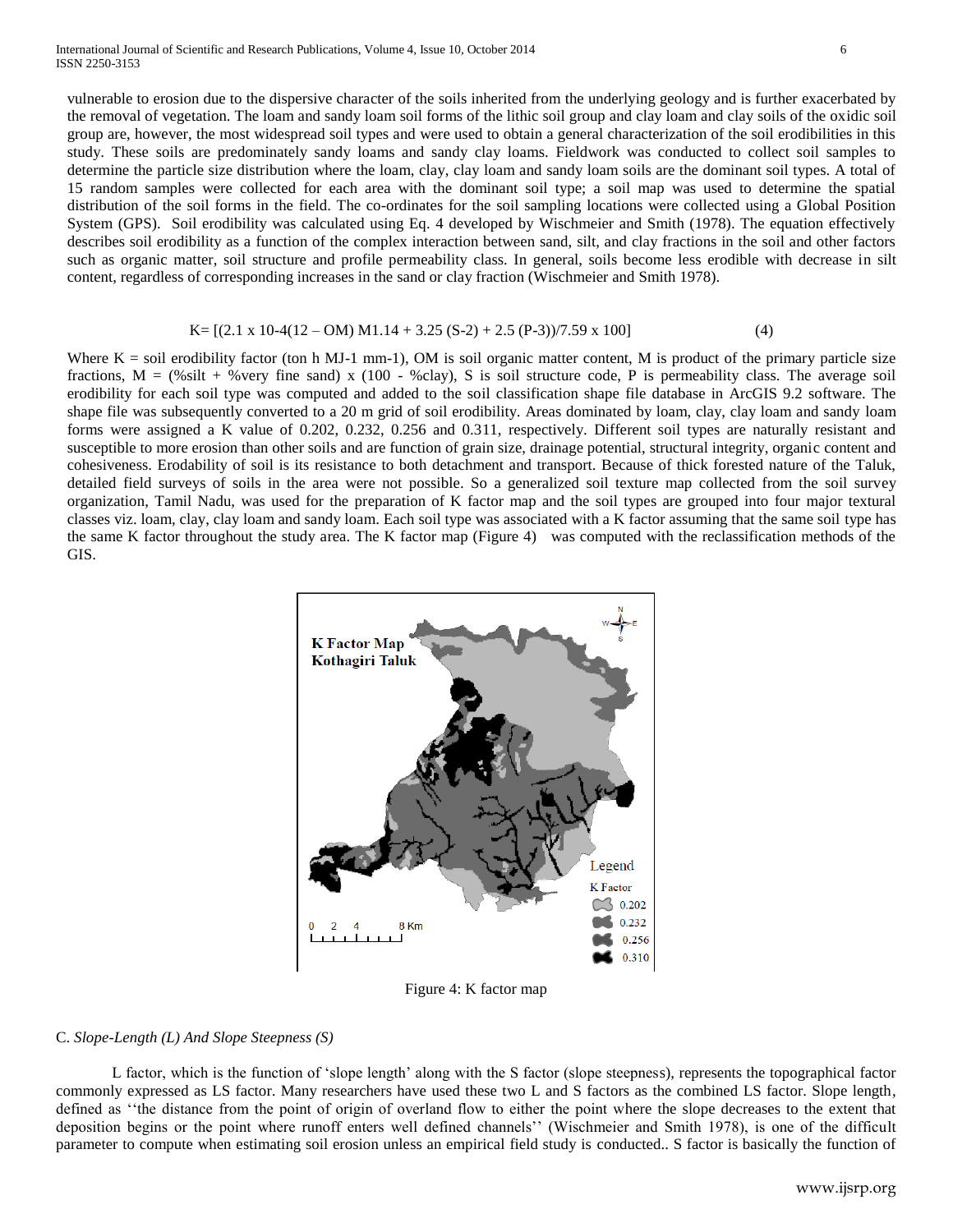vulnerable to erosion due to the dispersive character of the soils inherited from the underlying geology and is further exacerbated by the removal of vegetation. The loam and sandy loam soil forms of the lithic soil group and clay loam and clay soils of the oxidic soil group are, however, the most widespread soil types and were used to obtain a general characterization of the soil erodibilities in this study. These soils are predominately sandy loams and sandy clay loams. Fieldwork was conducted to collect soil samples to determine the particle size distribution where the loam, clay, clay loam and sandy loam soils are the dominant soil types. A total of 15 random samples were collected for each area with the dominant soil type; a soil map was used to determine the spatial distribution of the soil forms in the field. The co-ordinates for the soil sampling locations were collected using a Global Position System (GPS). Soil erodibility was calculated using Eq. 4 developed by Wischmeier and Smith (1978). The equation effectively describes soil erodibility as a function of the complex interaction between sand, silt, and clay fractions in the soil and other factors such as organic matter, soil structure and profile permeability class. In general, soils become less erodible with decrease in silt content, regardless of corresponding increases in the sand or clay fraction (Wischmeier and Smith 1978).

$$K = [(2.1 \times 10^{-4}(12 - OM) M^{1.14} + 3.25 (S-2) + 2.5 (P-3))/7.59 \times 100] \tag{4}$$

Where K = soil erodibility factor (ton h $MJ^{-1}$ $mm^{-1}$), OM is soil organic matter content, M is product of the primary particle size fractions, M = (%silt + %very fine sand) x (100 - %clay), S is soil structure code, P is permeability class. The average soil erodibility for each soil type was computed and added to the soil classification shape file database in ArcGIS 9.2 software. The shape file was subsequently converted to a 20 m grid of soil erodibility. Areas dominated by loam, clay, clay loam and sandy loam forms were assigned a K value of 0.202, 0.232, 0.256 and 0.311, respectively. Different soil types are naturally resistant and susceptible to more erosion than other soils and are function of grain size, drainage potential, structural integrity, organic content and cohesiveness. Erodability of soil is its resistance to both detachment and transport. Because of thick forested nature of the Taluk, detailed field surveys of soils in the area were not possible. So a generalized soil texture map collected from the soil survey organization, Tamil Nadu, was used for the preparation of K factor map and the soil types are grouped into four major textural classes viz. loam, clay, clay loam and sandy loam. Each soil type was associated with a K factor assuming that the same soil type has the same K factor throughout the study area. The K factor map (Figure 4) was computed with the reclassification methods of the GIS.

Figure 4: K factor map

C. *Slope-Length (L) And Slope Steepness (S)*

L factor, which is the function of 'slope length' along with the S factor (slope steepness), represents the topographical factor commonly expressed as LS factor. Many researchers have used these two L and S factors as the combined LS factor. Slope length, defined as ''the distance from the point of origin of overland flow to either the point where the slope decreases to the extent that deposition begins or the point where runoff enters well defined channels'' (Wischmeier and Smith 1978), is one of the difficult parameter to compute when estimating soil erosion unless an empirical field study is conducted.. S factor is basically the function of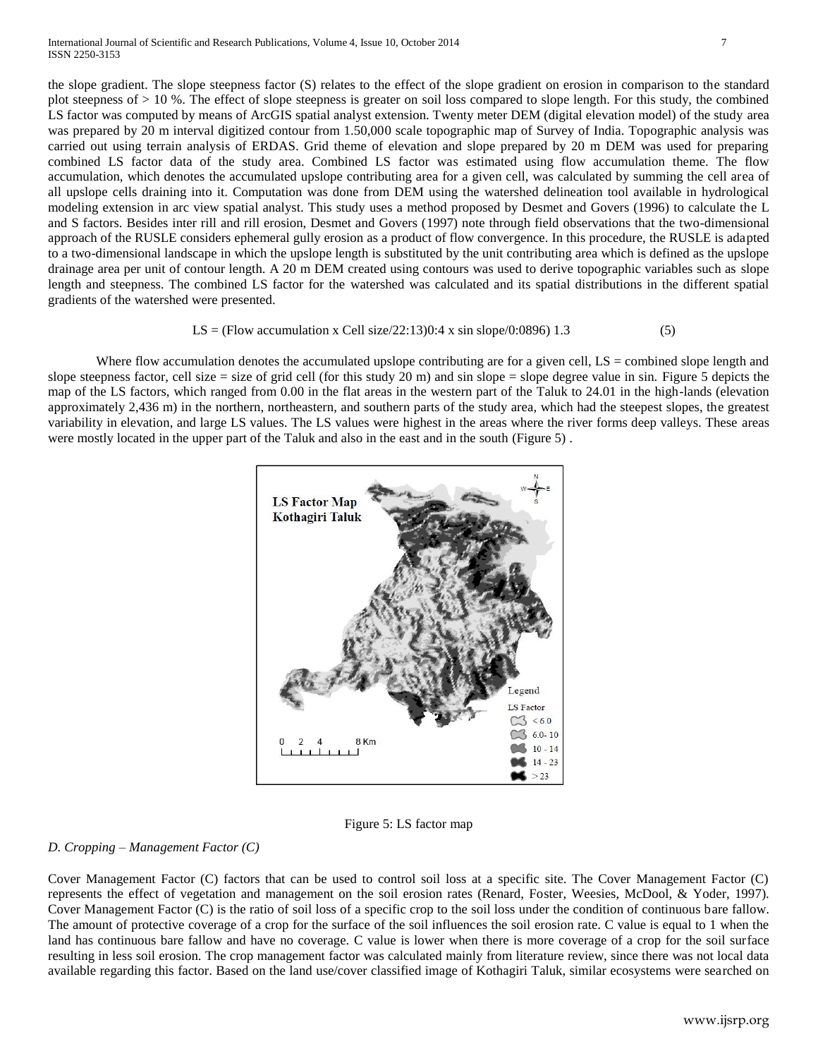the slope gradient. The slope steepness factor (S) relates to the effect of the slope gradient on erosion in comparison to the standard plot steepness of > 10 %. The effect of slope steepness is greater on soil loss compared to slope length. For this study, the combined LS factor was computed by means of ArcGIS spatial analyst extension. Twenty meter DEM (digital elevation model) of the study area was prepared by 20 m interval digitized contour from 1.50,000 scale topographic map of Survey of India. Topographic analysis was carried out using terrain analysis of ERDAS. Grid theme of elevation and slope prepared by 20 m DEM was used for preparing combined LS factor data of the study area. Combined LS factor was estimated using flow accumulation theme. The flow accumulation, which denotes the accumulated upslope contributing area for a given cell, was calculated by summing the cell area of all upslope cells draining into it. Computation was done from DEM using the watershed delineation tool available in hydrological modeling extension in arc view spatial analyst. This study uses a method proposed by Desmet and Govers (1996) to calculate the L and S factors. Besides inter rill and rill erosion, Desmet and Govers (1997) note through field observations that the two-dimensional approach of the RUSLE considers ephemeral gully erosion as a product of flow convergence. In this procedure, the RUSLE is adapted to a two-dimensional landscape in which the upslope length is substituted by the unit contributing area which is defined as the upslope drainage area per unit of contour length. A 20 m DEM created using contours was used to derive topographic variables such as slope length and steepness. The combined LS factor for the watershed was calculated and its spatial distributions in the different spatial gradients of the watershed were presented.

$$LS = (\text{Flow accumulation x Cell size}/22{:}13)0{:}4 \text{ x sin slope}/0{:}0896)\ 1.3 \qquad (5)$$

Where flow accumulation denotes the accumulated upslope contributing are for a given cell, LS = combined slope length and slope steepness factor, cell size = size of grid cell (for this study 20 m) and sin slope = slope degree value in sin. Figure 5 depicts the map of the LS factors, which ranged from 0.00 in the flat areas in the western part of the Taluk to 24.01 in the high-lands (elevation approximately 2,436 m) in the northern, northeastern, and southern parts of the study area, which had the steepest slopes, the greatest variability in elevation, and large LS values. The LS values were highest in the areas where the river forms deep valleys. These areas were mostly located in the upper part of the Taluk and also in the east and in the south (Figure 5) .

Figure 5: LS factor map

*D. Cropping – Management Factor (C)*

Cover Management Factor (C) factors that can be used to control soil loss at a specific site. The Cover Management Factor (C) represents the effect of vegetation and management on the soil erosion rates (Renard, Foster, Weesies, McDool, & Yoder, 1997). Cover Management Factor (C) is the ratio of soil loss of a specific crop to the soil loss under the condition of continuous bare fallow. The amount of protective coverage of a crop for the surface of the soil influences the soil erosion rate. C value is equal to 1 when the land has continuous bare fallow and have no coverage. C value is lower when there is more coverage of a crop for the soil surface resulting in less soil erosion. The crop management factor was calculated mainly from literature review, since there was not local data available regarding this factor. Based on the land use/cover classified image of Kothagiri Taluk, similar ecosystems were searched on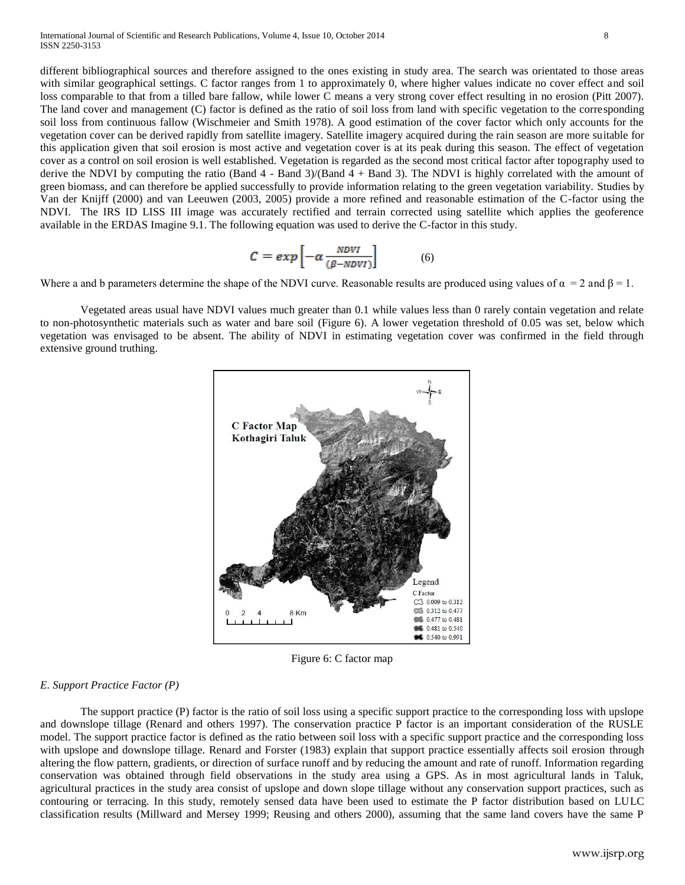different bibliographical sources and therefore assigned to the ones existing in study area. The search was orientated to those areas with similar geographical settings. C factor ranges from 1 to approximately 0, where higher values indicate no cover effect and soil loss comparable to that from a tilled bare fallow, while lower C means a very strong cover effect resulting in no erosion (Pitt 2007). The land cover and management (C) factor is defined as the ratio of soil loss from land with specific vegetation to the corresponding soil loss from continuous fallow (Wischmeier and Smith 1978). A good estimation of the cover factor which only accounts for the vegetation cover can be derived rapidly from satellite imagery. Satellite imagery acquired during the rain season are more suitable for this application given that soil erosion is most active and vegetation cover is at its peak during this season. The effect of vegetation cover as a control on soil erosion is well established. Vegetation is regarded as the second most critical factor after topography used to derive the NDVI by computing the ratio (Band 4 - Band 3)/(Band 4 + Band 3). The NDVI is highly correlated with the amount of green biomass, and can therefore be applied successfully to provide information relating to the green vegetation variability. Studies by Van der Knijff (2000) and van Leeuwen (2003, 2005) provide a more refined and reasonable estimation of the C-factor using the NDVI. The IRS ID LISS III image was accurately rectified and terrain corrected using satellite which applies the geoference available in the ERDAS Imagine 9.1. The following equation was used to derive the C-factor in this study.

$$C = exp\left[-\alpha \frac{NDVI}{(\beta - NDVI)}\right] \qquad (6)$$

Where a and b parameters determine the shape of the NDVI curve. Reasonable results are produced using values of $\alpha = 2$ and $\beta = 1$.

Vegetated areas usual have NDVI values much greater than 0.1 while values less than 0 rarely contain vegetation and relate to non-photosynthetic materials such as water and bare soil (Figure 6). A lower vegetation threshold of 0.05 was set, below which vegetation was envisaged to be absent. The ability of NDVI in estimating vegetation cover was confirmed in the field through extensive ground truthing.

Figure 6: C factor map

*E. Support Practice Factor (P)*

The support practice (P) factor is the ratio of soil loss using a specific support practice to the corresponding loss with upslope and downslope tillage (Renard and others 1997). The conservation practice P factor is an important consideration of the RUSLE model. The support practice factor is defined as the ratio between soil loss with a specific support practice and the corresponding loss with upslope and downslope tillage. Renard and Forster (1983) explain that support practice essentially affects soil erosion through altering the flow pattern, gradients, or direction of surface runoff and by reducing the amount and rate of runoff. Information regarding conservation was obtained through field observations in the study area using a GPS. As in most agricultural lands in Taluk, agricultural practices in the study area consist of upslope and down slope tillage without any conservation support practices, such as contouring or terracing. In this study, remotely sensed data have been used to estimate the P factor distribution based on LULC classification results (Millward and Mersey 1999; Reusing and others 2000), assuming that the same land covers have the same P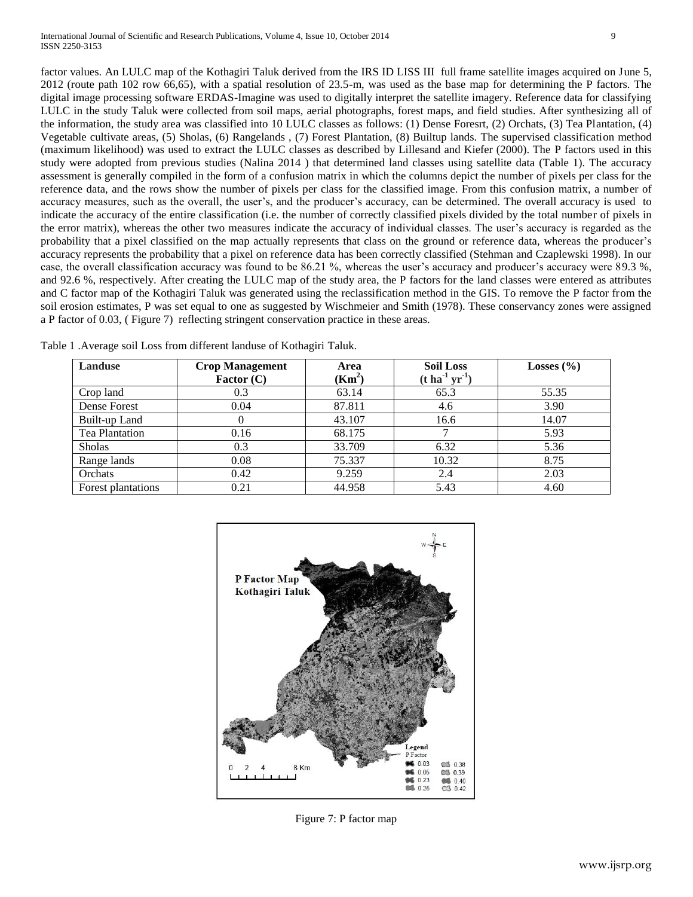factor values. An LULC map of the Kothagiri Taluk derived from the IRS ID LISS III full frame satellite images acquired on June 5, 2012 (route path 102 row 66,65), with a spatial resolution of 23.5-m, was used as the base map for determining the P factors. The digital image processing software ERDAS-Imagine was used to digitally interpret the satellite imagery. Reference data for classifying LULC in the study Taluk were collected from soil maps, aerial photographs, forest maps, and field studies. After synthesizing all of the information, the study area was classified into 10 LULC classes as follows: (1) Dense Foresrt, (2) Orchats, (3) Tea Plantation, (4) Vegetable cultivate areas, (5) Sholas, (6) Rangelands , (7) Forest Plantation, (8) Builtup lands. The supervised classification method (maximum likelihood) was used to extract the LULC classes as described by Lillesand and Kiefer (2000). The P factors used in this study were adopted from previous studies (Nalina 2014 ) that determined land classes using satellite data (Table 1). The accuracy assessment is generally compiled in the form of a confusion matrix in which the columns depict the number of pixels per class for the reference data, and the rows show the number of pixels per class for the classified image. From this confusion matrix, a number of accuracy measures, such as the overall, the user's, and the producer's accuracy, can be determined. The overall accuracy is used to indicate the accuracy of the entire classification (i.e. the number of correctly classified pixels divided by the total number of pixels in the error matrix), whereas the other two measures indicate the accuracy of individual classes. The user's accuracy is regarded as the probability that a pixel classified on the map actually represents that class on the ground or reference data, whereas the producer's accuracy represents the probability that a pixel on reference data has been correctly classified (Stehman and Czaplewski 1998). In our case, the overall classification accuracy was found to be 86.21 %, whereas the user's accuracy and producer's accuracy were 89.3 %, and 92.6 %, respectively. After creating the LULC map of the study area, the P factors for the land classes were entered as attributes and C factor map of the Kothagiri Taluk was generated using the reclassification method in the GIS. To remove the P factor from the soil erosion estimates, P was set equal to one as suggested by Wischmeier and Smith (1978). These conservancy zones were assigned a P factor of 0.03, ( Figure 7) reflecting stringent conservation practice in these areas.

Table 1 .Average soil Loss from different landuse of Kothagiri Taluk.

| Landuse | Crop Management Factor (C) | Area ($Km^2$) | Soil Loss ($t\ ha^{-1}\ yr^{-1}$) | Losses (%) |
|---|---|---|---|---|
| Crop land | 0.3 | 63.14 | 65.3 | 55.35 |
| Dense Forest | 0.04 | 87.811 | 4.6 | 3.90 |
| Built-up Land | 0 | 43.107 | 16.6 | 14.07 |
| Tea Plantation | 0.16 | 68.175 | 7 | 5.93 |
| Sholas | 0.3 | 33.709 | 6.32 | 5.36 |
| Range lands | 0.08 | 75.337 | 10.32 | 8.75 |
| Orchats | 0.42 | 9.259 | 2.4 | 2.03 |
| Forest plantations | 0.21 | 44.958 | 5.43 | 4.60 |

Figure 7: P factor map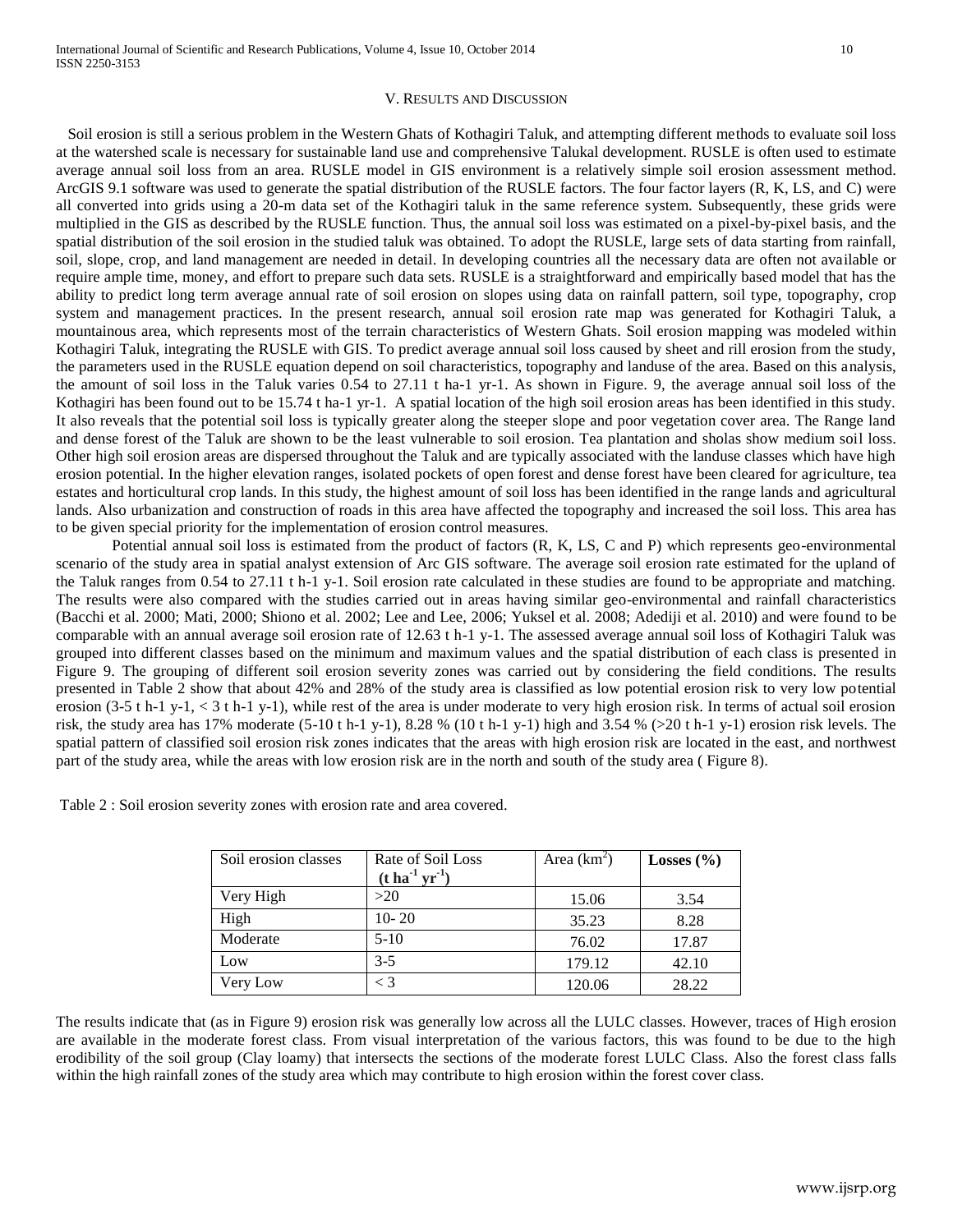## V. Results and Discussion

Soil erosion is still a serious problem in the Western Ghats of Kothagiri Taluk, and attempting different methods to evaluate soil loss at the watershed scale is necessary for sustainable land use and comprehensive Talukal development. RUSLE is often used to estimate average annual soil loss from an area. RUSLE model in GIS environment is a relatively simple soil erosion assessment method. ArcGIS 9.1 software was used to generate the spatial distribution of the RUSLE factors. The four factor layers (R, K, LS, and C) were all converted into grids using a 20-m data set of the Kothagiri taluk in the same reference system. Subsequently, these grids were multiplied in the GIS as described by the RUSLE function. Thus, the annual soil loss was estimated on a pixel-by-pixel basis, and the spatial distribution of the soil erosion in the studied taluk was obtained. To adopt the RUSLE, large sets of data starting from rainfall, soil, slope, crop, and land management are needed in detail. In developing countries all the necessary data are often not available or require ample time, money, and effort to prepare such data sets. RUSLE is a straightforward and empirically based model that has the ability to predict long term average annual rate of soil erosion on slopes using data on rainfall pattern, soil type, topography, crop system and management practices. In the present research, annual soil erosion rate map was generated for Kothagiri Taluk, a mountainous area, which represents most of the terrain characteristics of Western Ghats. Soil erosion mapping was modeled within Kothagiri Taluk, integrating the RUSLE with GIS. To predict average annual soil loss caused by sheet and rill erosion from the study, the parameters used in the RUSLE equation depend on soil characteristics, topography and landuse of the area. Based on this analysis, the amount of soil loss in the Taluk varies 0.54 to 27.11 t ha-1 yr-1. As shown in Figure. 9, the average annual soil loss of the Kothagiri has been found out to be 15.74 t ha-1 yr-1. A spatial location of the high soil erosion areas has been identified in this study. It also reveals that the potential soil loss is typically greater along the steeper slope and poor vegetation cover area. The Range land and dense forest of the Taluk are shown to be the least vulnerable to soil erosion. Tea plantation and sholas show medium soil loss. Other high soil erosion areas are dispersed throughout the Taluk and are typically associated with the landuse classes which have high erosion potential. In the higher elevation ranges, isolated pockets of open forest and dense forest have been cleared for agriculture, tea estates and horticultural crop lands. In this study, the highest amount of soil loss has been identified in the range lands and agricultural lands. Also urbanization and construction of roads in this area have affected the topography and increased the soil loss. This area has to be given special priority for the implementation of erosion control measures.

Potential annual soil loss is estimated from the product of factors (R, K, LS, C and P) which represents geo-environmental scenario of the study area in spatial analyst extension of Arc GIS software. The average soil erosion rate estimated for the upland of the Taluk ranges from 0.54 to 27.11 t h-1 y-1. Soil erosion rate calculated in these studies are found to be appropriate and matching. The results were also compared with the studies carried out in areas having similar geo-environmental and rainfall characteristics (Bacchi et al. 2000; Mati, 2000; Shiono et al. 2002; Lee and Lee, 2006; Yuksel et al. 2008; Adediji et al. 2010) and were found to be comparable with an annual average soil erosion rate of 12.63 t h-1 y-1. The assessed average annual soil loss of Kothagiri Taluk was grouped into different classes based on the minimum and maximum values and the spatial distribution of each class is presented in Figure 9. The grouping of different soil erosion severity zones was carried out by considering the field conditions. The results presented in Table 2 show that about 42% and 28% of the study area is classified as low potential erosion risk to very low potential erosion (3-5 t h-1 y-1, < 3 t h-1 y-1), while rest of the area is under moderate to very high erosion risk. In terms of actual soil erosion risk, the study area has 17% moderate (5-10 t h-1 y-1), 8.28 % (10 t h-1 y-1) high and 3.54 % (>20 t h-1 y-1) erosion risk levels. The spatial pattern of classified soil erosion risk zones indicates that the areas with high erosion risk are located in the east, and northwest part of the study area, while the areas with low erosion risk are in the north and south of the study area ( Figure 8).

Table 2 : Soil erosion severity zones with erosion rate and area covered.

| Soil erosion classes | Rate of Soil Loss ($t\ ha^{-1}\ yr^{-1}$) | Area ($km^2$) | **Losses (%)** |
|---|---|---|---|
| Very High | >20 | 15.06 | 3.54 |
| High | 10- 20 | 35.23 | 8.28 |
| Moderate | 5-10 | 76.02 | 17.87 |
| Low | 3-5 | 179.12 | 42.10 |
| Very Low | < 3 | 120.06 | 28.22 |

The results indicate that (as in Figure 9) erosion risk was generally low across all the LULC classes. However, traces of High erosion are available in the moderate forest class. From visual interpretation of the various factors, this was found to be due to the high erodibility of the soil group (Clay loamy) that intersects the sections of the moderate forest LULC Class. Also the forest class falls within the high rainfall zones of the study area which may contribute to high erosion within the forest cover class.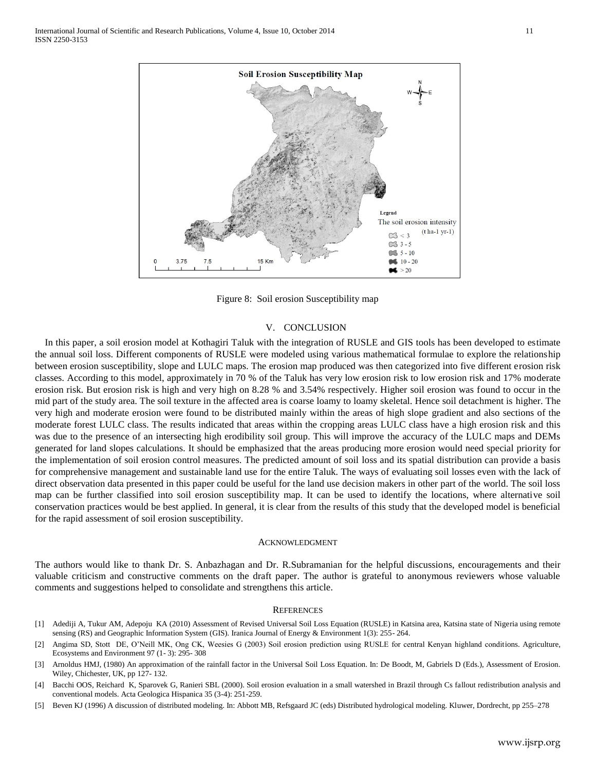Figure 8: Soil erosion Susceptibility map

## V. CONCLUSION

In this paper, a soil erosion model at Kothagiri Taluk with the integration of RUSLE and GIS tools has been developed to estimate the annual soil loss. Different components of RUSLE were modeled using various mathematical formulae to explore the relationship between erosion susceptibility, slope and LULC maps. The erosion map produced was then categorized into five different erosion risk classes. According to this model, approximately in 70 % of the Taluk has very low erosion risk to low erosion risk and 17% moderate erosion risk. But erosion risk is high and very high on 8.28 % and 3.54% respectively. Higher soil erosion was found to occur in the mid part of the study area. The soil texture in the affected area is coarse loamy to loamy skeletal. Hence soil detachment is higher. The very high and moderate erosion were found to be distributed mainly within the areas of high slope gradient and also sections of the moderate forest LULC class. The results indicated that areas within the cropping areas LULC class have a high erosion risk and this was due to the presence of an intersecting high erodibility soil group. This will improve the accuracy of the LULC maps and DEMs generated for land slopes calculations. It should be emphasized that the areas producing more erosion would need special priority for the implementation of soil erosion control measures. The predicted amount of soil loss and its spatial distribution can provide a basis for comprehensive management and sustainable land use for the entire Taluk. The ways of evaluating soil losses even with the lack of direct observation data presented in this paper could be useful for the land use decision makers in other part of the world. The soil loss map can be further classified into soil erosion susceptibility map. It can be used to identify the locations, where alternative soil conservation practices would be best applied. In general, it is clear from the results of this study that the developed model is beneficial for the rapid assessment of soil erosion susceptibility.

## ACKNOWLEDGMENT

The authors would like to thank Dr. S. Anbazhagan and Dr. R.Subramanian for the helpful discussions, encouragements and their valuable criticism and constructive comments on the draft paper. The author is grateful to anonymous reviewers whose valuable comments and suggestions helped to consolidate and strengthens this article.

## REFERENCES

[1] Adediji A, Tukur AM, Adepoju KA (2010) Assessment of Revised Universal Soil Loss Equation (RUSLE) in Katsina area, Katsina state of Nigeria using remote sensing (RS) and Geographic Information System (GIS). Iranica Journal of Energy & Environment 1(3): 255- 264.

[2] Angima SD, Stott DE, O'Neill MK, Ong CK, Weesies G (2003) Soil erosion prediction using RUSLE for central Kenyan highland conditions. Agriculture, Ecosystems and Environment 97 (1- 3): 295- 308

[3] Arnoldus HMJ, (1980) An approximation of the rainfall factor in the Universal Soil Loss Equation. In: De Boodt, M, Gabriels D (Eds.), Assessment of Erosion. Wiley, Chichester, UK, pp 127- 132.

[4] Bacchi OOS, Reichard K, Sparovek G, Ranieri SBL (2000). Soil erosion evaluation in a small watershed in Brazil through Cs fallout redistribution analysis and conventional models. Acta Geologica Hispanica 35 (3-4): 251-259.

[5] Beven KJ (1996) A discussion of distributed modeling. In: Abbott MB, Refsgaard JC (eds) Distributed hydrological modeling. Kluwer, Dordrecht, pp 255–278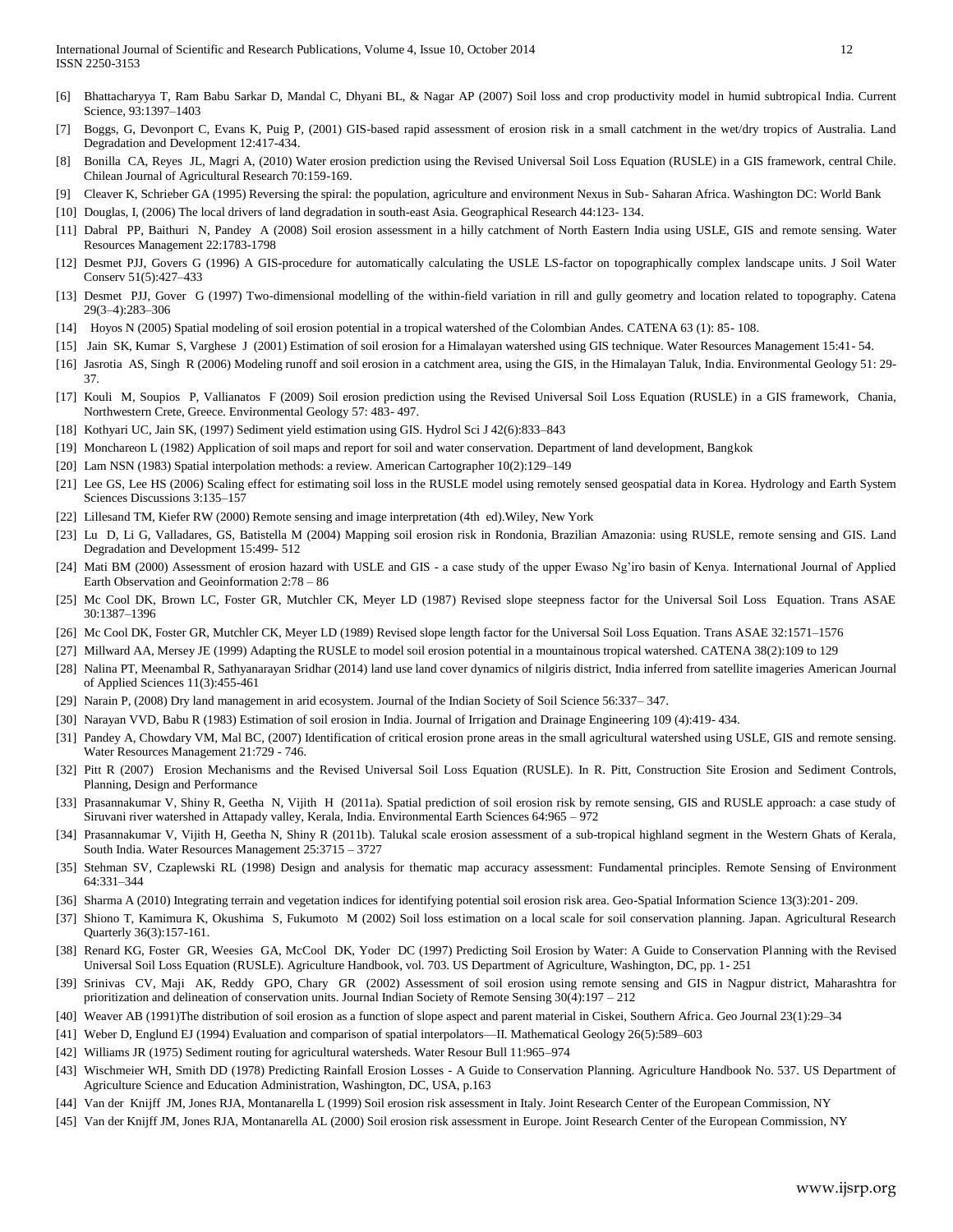[6] Bhattacharyya T, Ram Babu Sarkar D, Mandal C, Dhyani BL, & Nagar AP (2007) Soil loss and crop productivity model in humid subtropical India. Current Science, 93:1397–1403

[7] Boggs, G, Devonport C, Evans K, Puig P, (2001) GIS-based rapid assessment of erosion risk in a small catchment in the wet/dry tropics of Australia. Land Degradation and Development 12:417-434.

[8] Bonilla CA, Reyes JL, Magri A, (2010) Water erosion prediction using the Revised Universal Soil Loss Equation (RUSLE) in a GIS framework, central Chile. Chilean Journal of Agricultural Research 70:159-169.

[9] Cleaver K, Schrieber GA (1995) Reversing the spiral: the population, agriculture and environment Nexus in Sub- Saharan Africa. Washington DC: World Bank

[10] Douglas, I, (2006) The local drivers of land degradation in south-east Asia. Geographical Research 44:123- 134.

[11] Dabral PP, Baithuri N, Pandey A (2008) Soil erosion assessment in a hilly catchment of North Eastern India using USLE, GIS and remote sensing. Water Resources Management 22:1783-1798

[12] Desmet PJJ, Govers G (1996) A GIS-procedure for automatically calculating the USLE LS-factor on topographically complex landscape units. J Soil Water Conserv 51(5):427–433

[13] Desmet PJJ, Gover G (1997) Two-dimensional modelling of the within-field variation in rill and gully geometry and location related to topography. Catena 29(3–4):283–306

[14] Hoyos N (2005) Spatial modeling of soil erosion potential in a tropical watershed of the Colombian Andes. CATENA 63 (1): 85- 108.

[15] Jain SK, Kumar S, Varghese J (2001) Estimation of soil erosion for a Himalayan watershed using GIS technique. Water Resources Management 15:41- 54.

[16] Jasrotia AS, Singh R (2006) Modeling runoff and soil erosion in a catchment area, using the GIS, in the Himalayan Taluk, India. Environmental Geology 51: 29-37.

[17] Kouli M, Soupios P, Vallianatos F (2009) Soil erosion prediction using the Revised Universal Soil Loss Equation (RUSLE) in a GIS framework, Chania, Northwestern Crete, Greece. Environmental Geology 57: 483- 497.

[18] Kothyari UC, Jain SK, (1997) Sediment yield estimation using GIS. Hydrol Sci J 42(6):833–843

[19] Monchareon L (1982) Application of soil maps and report for soil and water conservation. Department of land development, Bangkok

[20] Lam NSN (1983) Spatial interpolation methods: a review. American Cartographer 10(2):129–149

[21] Lee GS, Lee HS (2006) Scaling effect for estimating soil loss in the RUSLE model using remotely sensed geospatial data in Korea. Hydrology and Earth System Sciences Discussions 3:135–157

[22] Lillesand TM, Kiefer RW (2000) Remote sensing and image interpretation (4th ed).Wiley, New York

[23] Lu D, Li G, Valladares, GS, Batistella M (2004) Mapping soil erosion risk in Rondonia, Brazilian Amazonia: using RUSLE, remote sensing and GIS. Land Degradation and Development 15:499- 512

[24] Mati BM (2000) Assessment of erosion hazard with USLE and GIS - a case study of the upper Ewaso Ng'iro basin of Kenya. International Journal of Applied Earth Observation and Geoinformation 2:78 – 86

[25] Mc Cool DK, Brown LC, Foster GR, Mutchler CK, Meyer LD (1987) Revised slope steepness factor for the Universal Soil Loss Equation. Trans ASAE 30:1387–1396

[26] Mc Cool DK, Foster GR, Mutchler CK, Meyer LD (1989) Revised slope length factor for the Universal Soil Loss Equation. Trans ASAE 32:1571–1576

[27] Millward AA, Mersey JE (1999) Adapting the RUSLE to model soil erosion potential in a mountainous tropical watershed. CATENA 38(2):109 to 129

[28] Nalina PT, Meenambal R, Sathyanarayan Sridhar (2014) land use land cover dynamics of nilgiris district, India inferred from satellite imageries American Journal of Applied Sciences 11(3):455-461

[29] Narain P, (2008) Dry land management in arid ecosystem. Journal of the Indian Society of Soil Science 56:337– 347.

[30] Narayan VVD, Babu R (1983) Estimation of soil erosion in India. Journal of Irrigation and Drainage Engineering 109 (4):419- 434.

[31] Pandey A, Chowdary VM, Mal BC, (2007) Identification of critical erosion prone areas in the small agricultural watershed using USLE, GIS and remote sensing. Water Resources Management 21:729 - 746.

[32] Pitt R (2007) Erosion Mechanisms and the Revised Universal Soil Loss Equation (RUSLE). In R. Pitt, Construction Site Erosion and Sediment Controls, Planning, Design and Performance

[33] Prasannakumar V, Shiny R, Geetha N, Vijith H (2011a). Spatial prediction of soil erosion risk by remote sensing, GIS and RUSLE approach: a case study of Siruvani river watershed in Attapady valley, Kerala, India. Environmental Earth Sciences 64:965 – 972

[34] Prasannakumar V, Vijith H, Geetha N, Shiny R (2011b). Talukal scale erosion assessment of a sub-tropical highland segment in the Western Ghats of Kerala, South India. Water Resources Management 25:3715 – 3727

[35] Stehman SV, Czaplewski RL (1998) Design and analysis for thematic map accuracy assessment: Fundamental principles. Remote Sensing of Environment 64:331–344

[36] Sharma A (2010) Integrating terrain and vegetation indices for identifying potential soil erosion risk area. Geo-Spatial Information Science 13(3):201- 209.

[37] Shiono T, Kamimura K, Okushima S, Fukumoto M (2002) Soil loss estimation on a local scale for soil conservation planning. Japan. Agricultural Research Quarterly 36(3):157-161.

[38] Renard KG, Foster GR, Weesies GA, McCool DK, Yoder DC (1997) Predicting Soil Erosion by Water: A Guide to Conservation Planning with the Revised Universal Soil Loss Equation (RUSLE). Agriculture Handbook, vol. 703. US Department of Agriculture, Washington, DC, pp. 1- 251

[39] Srinivas CV, Maji AK, Reddy GPO, Chary GR (2002) Assessment of soil erosion using remote sensing and GIS in Nagpur district, Maharashtra for prioritization and delineation of conservation units. Journal Indian Society of Remote Sensing 30(4):197 – 212

[40] Weaver AB (1991)The distribution of soil erosion as a function of slope aspect and parent material in Ciskei, Southern Africa. Geo Journal 23(1):29–34

[41] Weber D, Englund EJ (1994) Evaluation and comparison of spatial interpolators—II. Mathematical Geology 26(5):589–603

[42] Williams JR (1975) Sediment routing for agricultural watersheds. Water Resour Bull 11:965–974

[43] Wischmeier WH, Smith DD (1978) Predicting Rainfall Erosion Losses - A Guide to Conservation Planning. Agriculture Handbook No. 537. US Department of Agriculture Science and Education Administration, Washington, DC, USA, p.163

[44] Van der Knijff JM, Jones RJA, Montanarella L (1999) Soil erosion risk assessment in Italy. Joint Research Center of the European Commission, NY

[45] Van der Knijff JM, Jones RJA, Montanarella AL (2000) Soil erosion risk assessment in Europe. Joint Research Center of the European Commission, NY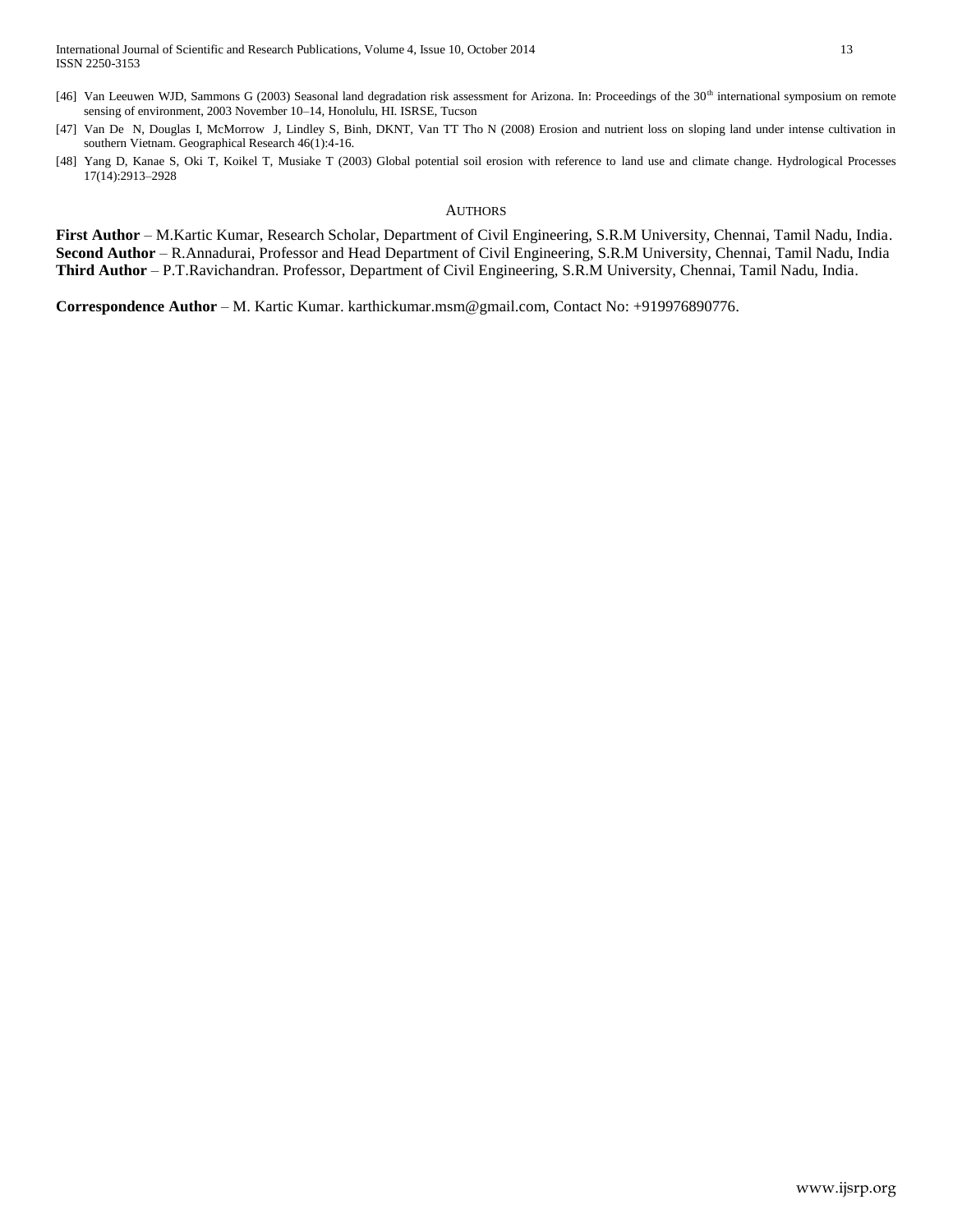[46] Van Leeuwen WJD, Sammons G (2003) Seasonal land degradation risk assessment for Arizona. In: Proceedings of the 30th international symposium on remote sensing of environment, 2003 November 10–14, Honolulu, HI. ISRSE, Tucson

[47] Van De N, Douglas I, McMorrow J, Lindley S, Binh, DKNT, Van TT Tho N (2008) Erosion and nutrient loss on sloping land under intense cultivation in southern Vietnam. Geographical Research 46(1):4-16.

[48] Yang D, Kanae S, Oki T, Koikel T, Musiake T (2003) Global potential soil erosion with reference to land use and climate change. Hydrological Processes 17(14):2913–2928

## AUTHORS

**First Author** – M.Kartic Kumar, Research Scholar, Department of Civil Engineering, S.R.M University, Chennai, Tamil Nadu, India.
**Second Author** – R.Annadurai, Professor and Head Department of Civil Engineering, S.R.M University, Chennai, Tamil Nadu, India
**Third Author** – P.T.Ravichandran. Professor, Department of Civil Engineering, S.R.M University, Chennai, Tamil Nadu, India.

**Correspondence Author** – M. Kartic Kumar. karthickumar.msm@gmail.com, Contact No: +919976890776.